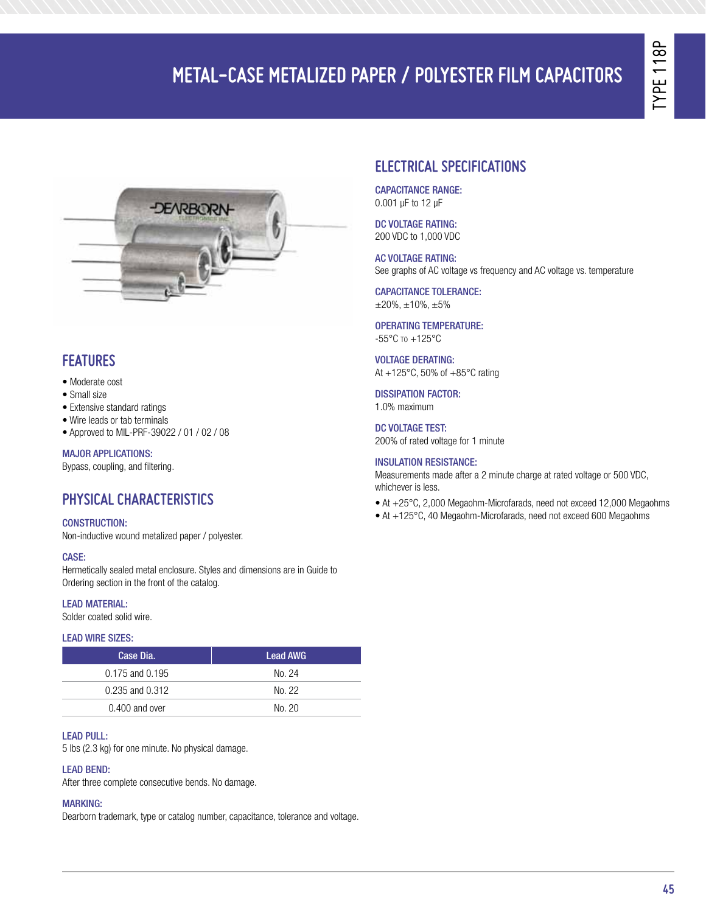# METAL-CASE METALIZED PAPER / POLYESTER FILM CAPACITORS

TYPE 118P

## FEATURES

- Moderate cost
- Small size
- Extensive standard ratings
- Wire leads or tab terminals
- Approved to MIL-PRF-39022 / 01 / 02 / 08

### MAJOR APPLICATIONS:

Bypass, coupling, and filtering.

## PHYSICAL CHARACTERISTICS

### CONSTRUCTION:

Non-inductive wound metalized paper / polyester.

### CASE:

Hermetically sealed metal enclosure. Styles and dimensions are in Guide to Ordering section in the front of the catalog.

### LEAD MATERIAL:

Solder coated solid wire.

### LEAD WIRE SIZES:

| Case Dia. | Lead AWG |
|---|---|
| 0.175 and 0.195 | No. 24 |
| 0.235 and 0.312 | No. 22 |
| 0.400 and over | No. 20 |

### LEAD PULL:

5 lbs (2.3 kg) for one minute. No physical damage.

### LEAD BEND:

After three complete consecutive bends. No damage.

### MARKING:

Dearborn trademark, type or catalog number, capacitance, tolerance and voltage.

## ELECTRICAL SPECIFICATIONS

### CAPACITANCE RANGE:

0.001 µF to 12 µF

### DC VOLTAGE RATING:

200 VDC to 1,000 VDC

### AC VOLTAGE RATING:

See graphs of AC voltage vs frequency and AC voltage vs. temperature

### CAPACITANCE TOLERANCE:

±20%, ±10%, ±5%

### OPERATING TEMPERATURE:

-55°C to +125°C

### VOLTAGE DERATING:

At +125°C, 50% of +85°C rating

### DISSIPATION FACTOR:

1.0% maximum

### DC VOLTAGE TEST:

200% of rated voltage for 1 minute

### INSULATION RESISTANCE:

Measurements made after a 2 minute charge at rated voltage or 500 VDC, whichever is less.

- At +25°C, 2,000 Megaohm-Microfarads, need not exceed 12,000 Megaohms
- At +125°C, 40 Megaohm-Microfarads, need not exceed 600 Megaohms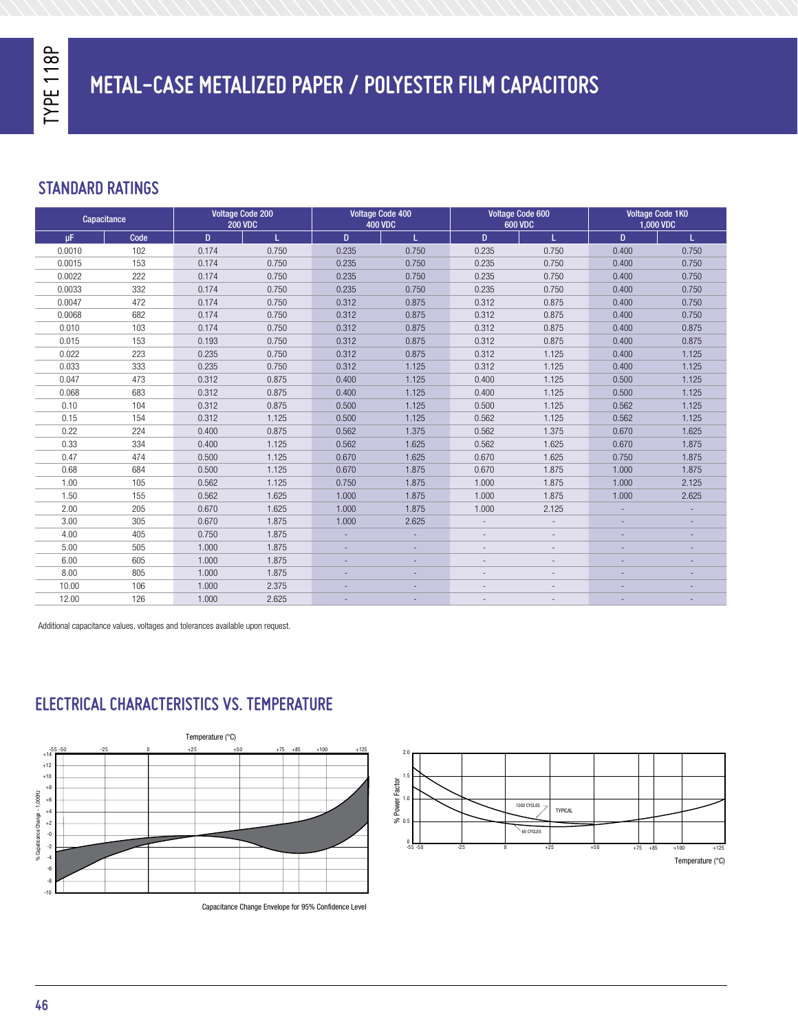# METAL-CASE METALIZED PAPER / POLYESTER FILM CAPACITORS

## STANDARD RATINGS

| Capacitance | | Voltage Code 200<br>200 VDC | | Voltage Code 400<br>400 VDC | | Voltage Code 600<br>600 VDC | | Voltage Code 1K0<br>1,000 VDC | |
|---|---|---|---|---|---|---|---|---|---|
| µF | Code | D | L | D | L | D | L | D | L |
| 0.0010 | 102 | 0.174 | 0.750 | 0.235 | 0.750 | 0.235 | 0.750 | 0.400 | 0.750 |
| 0.0015 | 153 | 0.174 | 0.750 | 0.235 | 0.750 | 0.235 | 0.750 | 0.400 | 0.750 |
| 0.0022 | 222 | 0.174 | 0.750 | 0.235 | 0.750 | 0.235 | 0.750 | 0.400 | 0.750 |
| 0.0033 | 332 | 0.174 | 0.750 | 0.235 | 0.750 | 0.235 | 0.750 | 0.400 | 0.750 |
| 0.0047 | 472 | 0.174 | 0.750 | 0.312 | 0.875 | 0.312 | 0.875 | 0.400 | 0.750 |
| 0.0068 | 682 | 0.174 | 0.750 | 0.312 | 0.875 | 0.312 | 0.875 | 0.400 | 0.750 |
| 0.010 | 103 | 0.174 | 0.750 | 0.312 | 0.875 | 0.312 | 0.875 | 0.400 | 0.875 |
| 0.015 | 153 | 0.193 | 0.750 | 0.312 | 0.875 | 0.312 | 0.875 | 0.400 | 0.875 |
| 0.022 | 223 | 0.235 | 0.750 | 0.312 | 0.875 | 0.312 | 1.125 | 0.400 | 1.125 |
| 0.033 | 333 | 0.235 | 0.750 | 0.312 | 1.125 | 0.312 | 1.125 | 0.400 | 1.125 |
| 0.047 | 473 | 0.312 | 0.875 | 0.400 | 1.125 | 0.400 | 1.125 | 0.500 | 1.125 |
| 0.068 | 683 | 0.312 | 0.875 | 0.400 | 1.125 | 0.400 | 1.125 | 0.500 | 1.125 |
| 0.10 | 104 | 0.312 | 0.875 | 0.500 | 1.125 | 0.500 | 1.125 | 0.562 | 1.125 |
| 0.15 | 154 | 0.312 | 1.125 | 0.500 | 1.125 | 0.562 | 1.125 | 0.562 | 1.125 |
| 0.22 | 224 | 0.400 | 0.875 | 0.562 | 1.375 | 0.562 | 1.375 | 0.670 | 1.625 |
| 0.33 | 334 | 0.400 | 1.125 | 0.562 | 1.625 | 0.562 | 1.625 | 0.670 | 1.875 |
| 0.47 | 474 | 0.500 | 1.125 | 0.670 | 1.625 | 0.670 | 1.625 | 0.750 | 1.875 |
| 0.68 | 684 | 0.500 | 1.125 | 0.670 | 1.875 | 0.670 | 1.875 | 1.000 | 1.875 |
| 1.00 | 105 | 0.562 | 1.125 | 0.750 | 1.875 | 1.000 | 1.875 | 1.000 | 2.125 |
| 1.50 | 155 | 0.562 | 1.625 | 1.000 | 1.875 | 1.000 | 1.875 | 1.000 | 2.625 |
| 2.00 | 205 | 0.670 | 1.625 | 1.000 | 1.875 | 1.000 | 2.125 | - | - |
| 3.00 | 305 | 0.670 | 1.875 | 1.000 | 2.625 | - | - | - | - |
| 4.00 | 405 | 0.750 | 1.875 | - | - | - | - | - | - |
| 5.00 | 505 | 1.000 | 1.875 | - | - | - | - | - | - |
| 6.00 | 605 | 1.000 | 1.875 | - | - | - | - | - | - |
| 8.00 | 805 | 1.000 | 1.875 | - | - | - | - | - | - |
| 10.00 | 106 | 1.000 | 2.375 | - | - | - | - | - | - |
| 12.00 | 126 | 1.000 | 2.625 | - | - | - | - | - | - |

Additional capacitance values, voltages and tolerances available upon request.

## ELECTRICAL CHARACTERISTICS VS. TEMPERATURE

Capacitance Change Envelope for 95% Confidence Level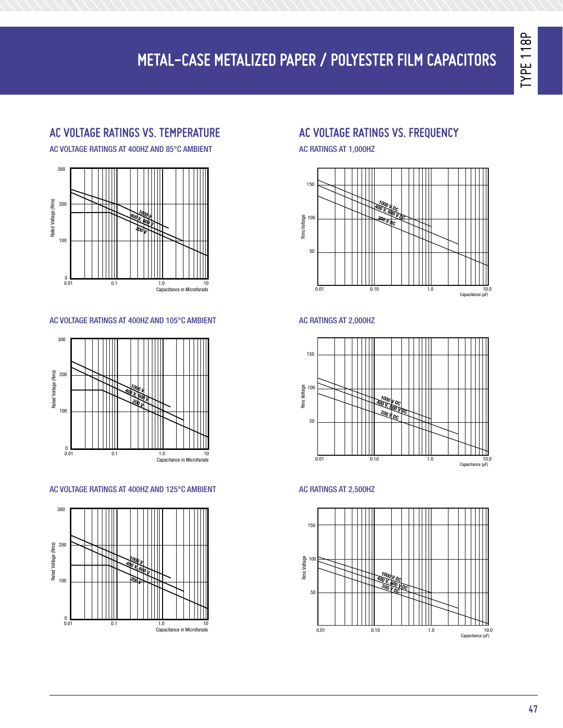# METAL-CASE METALIZED PAPER / POLYESTER FILM CAPACITORS

## AC VOLTAGE RATINGS VS. TEMPERATURE

### AC VOLTAGE RATINGS AT 400HZ AND 85°C AMBIENT

Rated Voltage (Rms) vs. Capacitance in Microfarads (0.01 – 10); curves: 1000 V; 400 V, 600 V; 200 V

### AC VOLTAGE RATINGS AT 400HZ AND 105°C AMBIENT

Rated Voltage (Rms) vs. Capacitance in Microfarads (0.01 – 10); curves: 1000 V; 400 V, 600 V; 200 V

### AC VOLTAGE RATINGS AT 400HZ AND 125°C AMBIENT

Rated Voltage (Rms) vs. Capacitance in Microfarads (0.01 – 10); curves: 1000 V; 400 V, 600 V; 200 V

## AC VOLTAGE RATINGS VS. FREQUENCY

### AC RATINGS AT 1,000HZ

Rms Voltage vs. Capacitance (µF) (0.01 – 10.0); curves: 1000 V DC; 400 V, 600 V DC; 200 V DC

### AC RATINGS AT 2,000HZ

Rms Voltage vs. Capacitance (µF) (0.01 – 10.0); curves: 1000 V DC; 400 V, 600 V DC; 200 V DC

### AC RATINGS AT 2,500HZ

Rms Voltage vs. Capacitance (µF) (0.01 – 10.0); curves: 1000 V DC; 400 V, 600 V DC; 200 V DC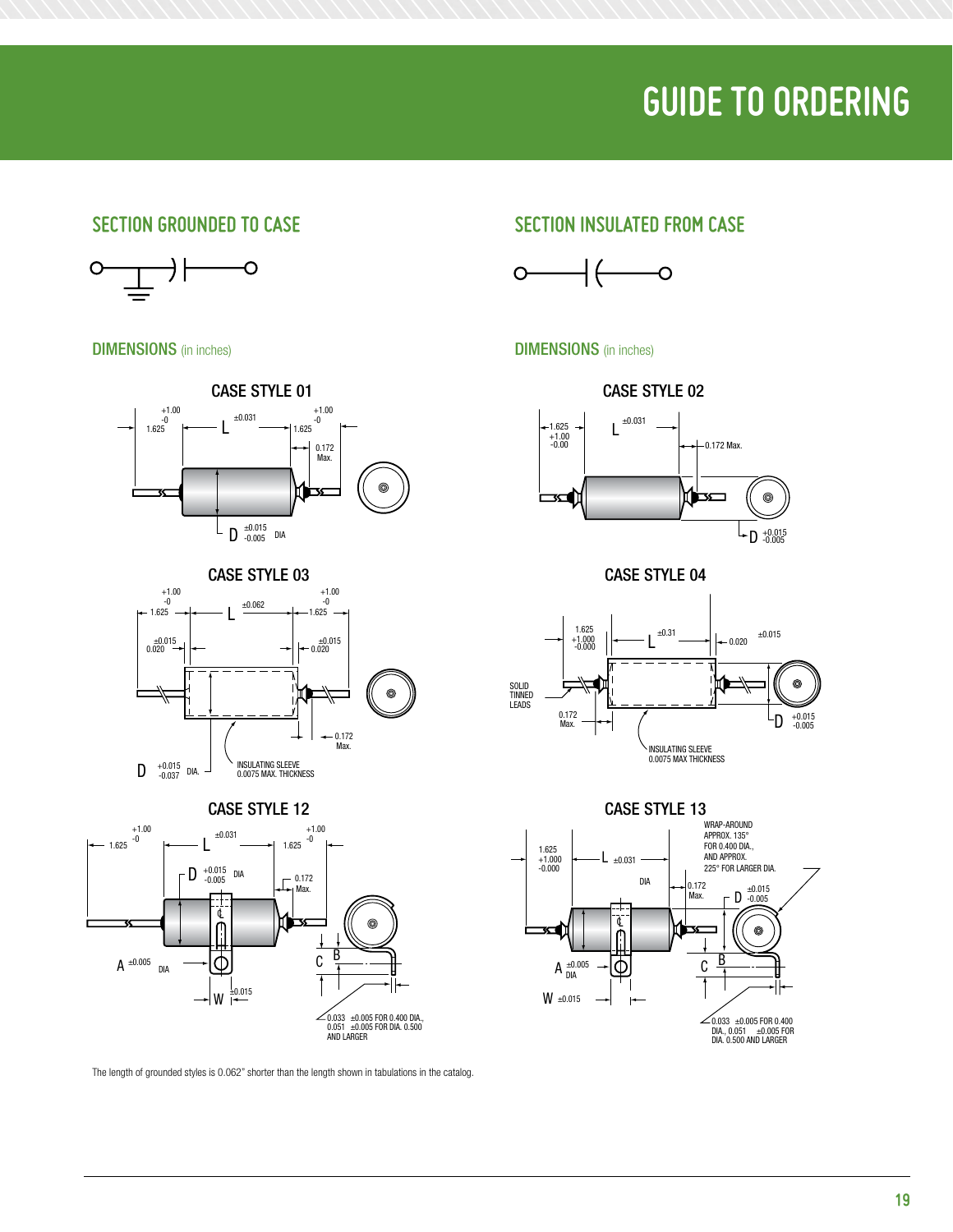# GUIDE TO ORDERING

## SECTION GROUNDED TO CASE

### DIMENSIONS (in inches)

#### CASE STYLE 01

+1.00 -0 1.625 | L ±0.031 | +1.00 -0 1.625

0.172 Max.

D +0.015 -0.005 DIA

#### CASE STYLE 03

+1.00 -0 1.625 | L ±0.062 | +1.00 -0 1.625

±0.015 0.020 | ±0.015 0.020

0.172 Max.

D +0.015 -0.037 DIA.

INSULATING SLEEVE 0.0075 MAX. THICKNESS

#### CASE STYLE 12

+1.00 -0 1.625 | L ±0.031 | +1.00 -0 1.625

D +0.015 -0.005 DIA

0.172 Max.

A ±0.005 DIA

W ±0.015

C B

0.033 ±0.005 FOR 0.400 DIA., 0.051 ±0.005 FOR DIA. 0.500 AND LARGER

## SECTION INSULATED FROM CASE

### DIMENSIONS (in inches)

#### CASE STYLE 02

1.625 +1.00 -0.00 | L ±0.031

0.172 Max.

D +0.015 -0.005

#### CASE STYLE 04

1.625 +1.000 -0.000 | L ±0.31 | 0.020 ±0.015

SOLID TINNED LEADS

0.172 Max.

D +0.015 -0.005

INSULATING SLEEVE 0.0075 MAX THICKNESS

#### CASE STYLE 13

1.625 +1.000 -0.000 | L ±0.031

WRAP-AROUND APPROX. 135° FOR 0.400 DIA., AND APPROX. 225° FOR LARGER DIA.

DIA

0.172 Max.

D +0.015 -0.005

A ±0.005 DIA

W ±0.015

C B

0.033 ±0.005 FOR 0.400 DIA., 0.051 ±0.005 FOR DIA. 0.500 AND LARGER

The length of grounded styles is 0.062" shorter than the length shown in tabulations in the catalog.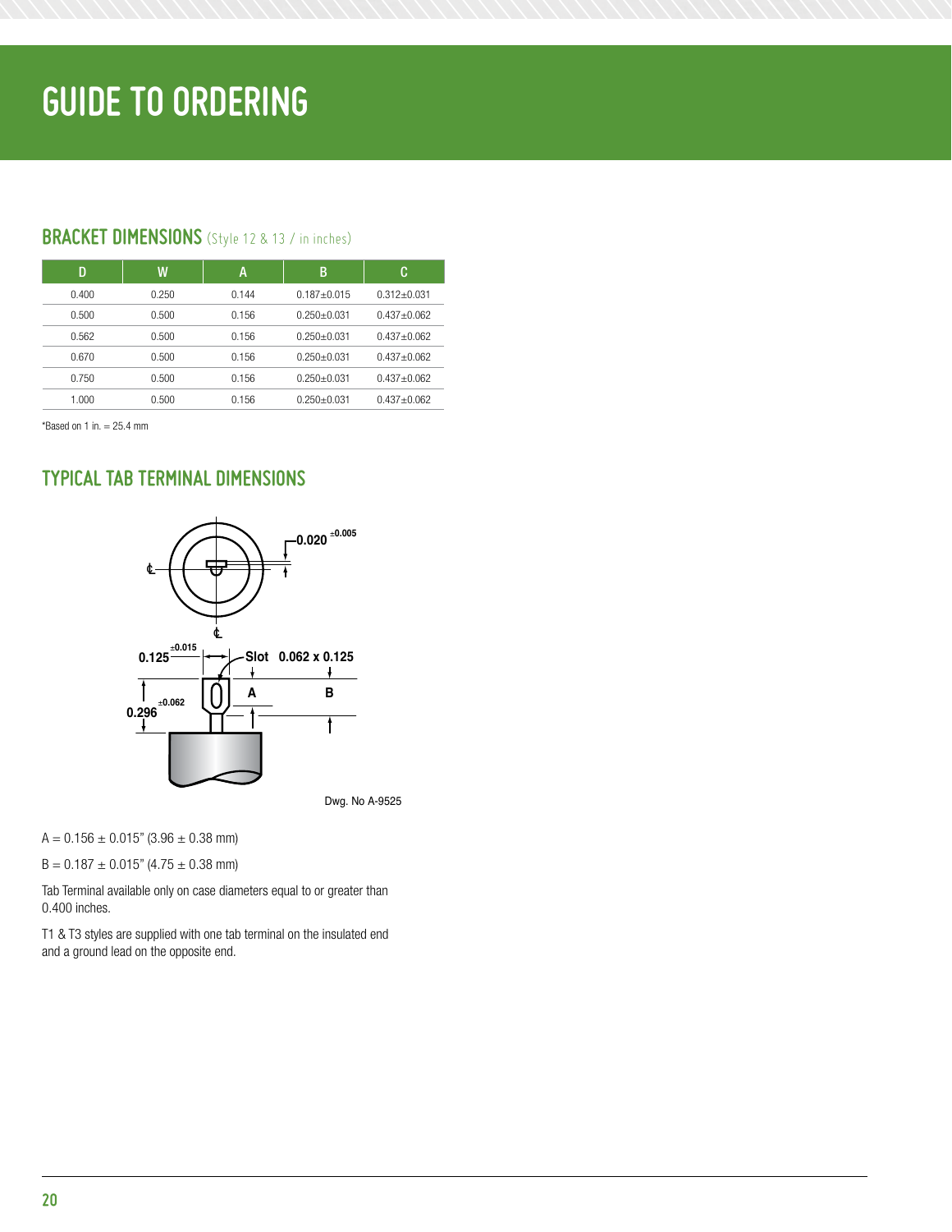# GUIDE TO ORDERING

## BRACKET DIMENSIONS (Style 12 & 13 / in inches)

| D | W | A | B | C |
|---|---|---|---|---|
| 0.400 | 0.250 | 0.144 | 0.187±0.015 | 0.312±0.031 |
| 0.500 | 0.500 | 0.156 | 0.250±0.031 | 0.437±0.062 |
| 0.562 | 0.500 | 0.156 | 0.250±0.031 | 0.437±0.062 |
| 0.670 | 0.500 | 0.156 | 0.250±0.031 | 0.437±0.062 |
| 0.750 | 0.500 | 0.156 | 0.250±0.031 | 0.437±0.062 |
| 1.000 | 0.500 | 0.156 | 0.250±0.031 | 0.437±0.062 |

*Based on 1 in. = 25.4 mm

## TYPICAL TAB TERMINAL DIMENSIONS

0.020 ±0.005

0.125 ±0.015 Slot 0.062 x 0.125

0.296 ±0.062 A B

Dwg. No A-9525

A = 0.156 ± 0.015" (3.96 ± 0.38 mm)

B = 0.187 ± 0.015" (4.75 ± 0.38 mm)

Tab Terminal available only on case diameters equal to or greater than 0.400 inches.

T1 & T3 styles are supplied with one tab terminal on the insulated end and a ground lead on the opposite end.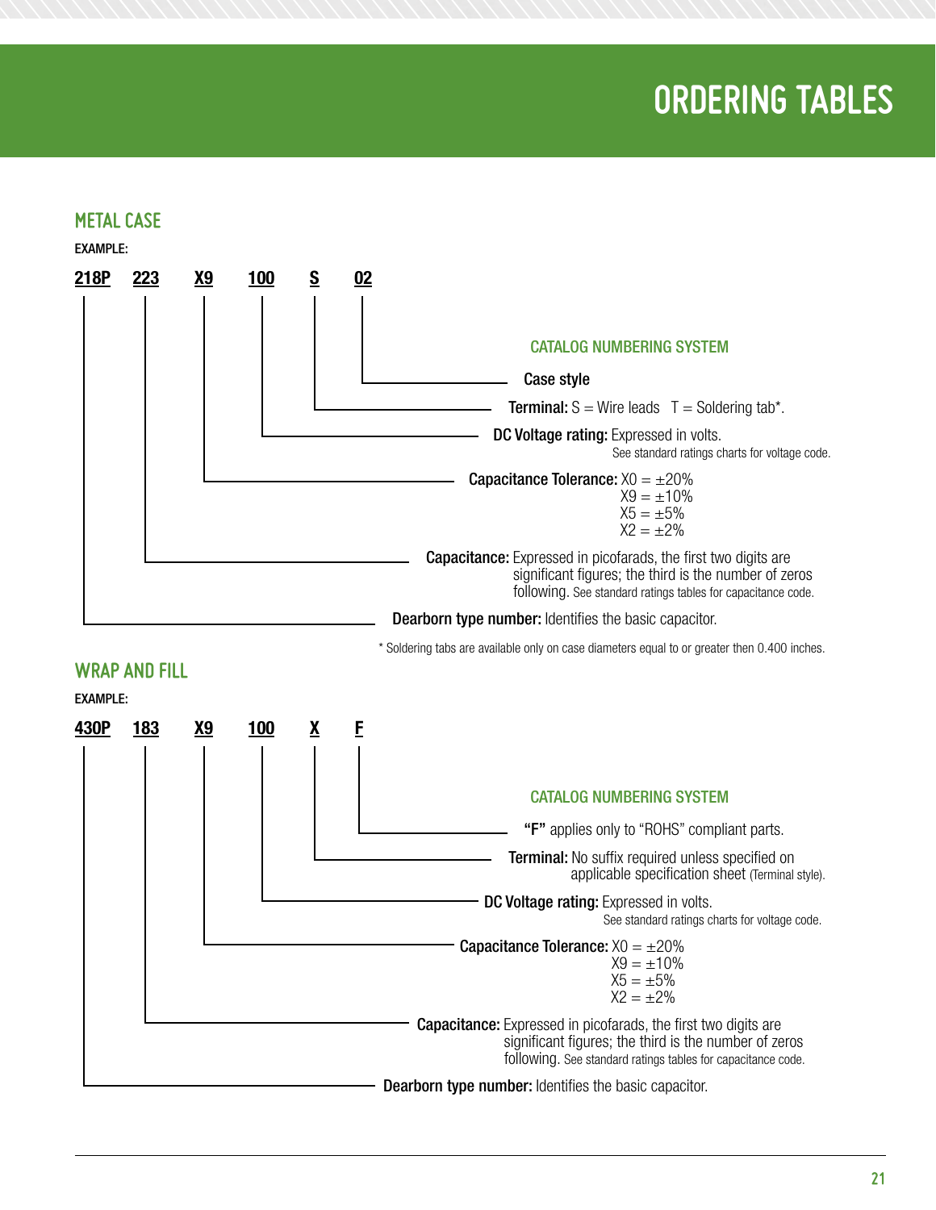# ORDERING TABLES

## METAL CASE

**EXAMPLE:**

**218P 223 X9 100 S 02**

### CATALOG NUMBERING SYSTEM

- **02** — **Case style**
- **S** — **Terminal:** S = Wire leads T = Soldering tab*.
- **100** — **DC Voltage rating:** Expressed in volts. See standard ratings charts for voltage code.
- **X9** — **Capacitance Tolerance:** X0 = ±20%, X9 = ±10%, X5 = ±5%, X2 = ±2%
- **223** — **Capacitance:** Expressed in picofarads, the first two digits are significant figures; the third is the number of zeros following. See standard ratings tables for capacitance code.
- **218P** — **Dearborn type number:** Identifies the basic capacitor.

* Soldering tabs are available only on case diameters equal to or greater then 0.400 inches.

## WRAP AND FILL

**EXAMPLE:**

**430P 183 X9 100 X F**

### CATALOG NUMBERING SYSTEM

- **F** — **"F"** applies only to "ROHS" compliant parts.
- **X** — **Terminal:** No suffix required unless specified on applicable specification sheet (Terminal style).
- **100** — **DC Voltage rating:** Expressed in volts. See standard ratings charts for voltage code.
- **X9** — **Capacitance Tolerance:** X0 = ±20%, X9 = ±10%, X5 = ±5%, X2 = ±2%
- **183** — **Capacitance:** Expressed in picofarads, the first two digits are significant figures; the third is the number of zeros following. See standard ratings tables for capacitance code.
- **430P** — **Dearborn type number:** Identifies the basic capacitor.